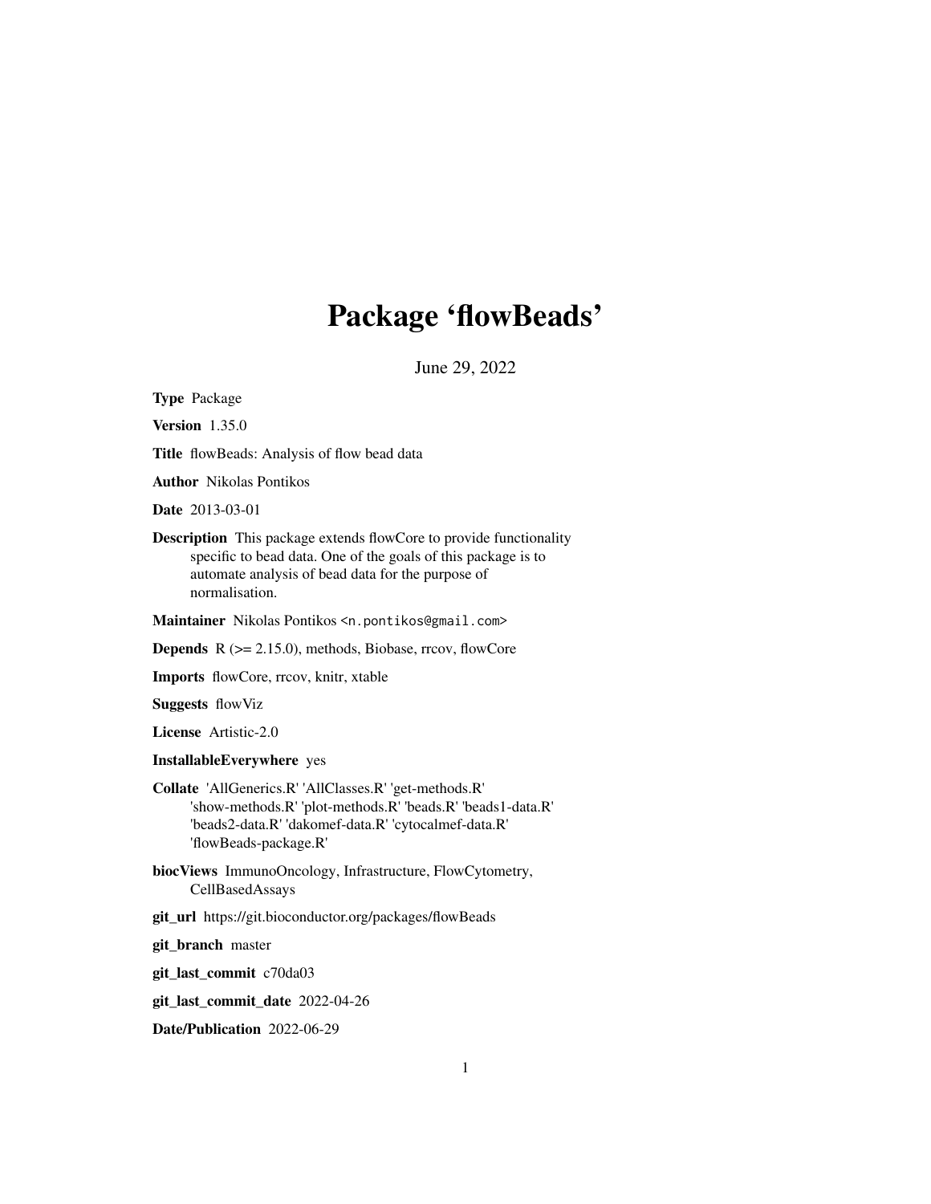# Package 'flowBeads'

June 29, 2022

**Type** Package

**Version** 1.35.0

**Title** flowBeads: Analysis of flow bead data

**Author** Nikolas Pontikos

**Date** 2013-03-01

**Description** This package extends flowCore to provide functionality specific to bead data. One of the goals of this package is to automate analysis of bead data for the purpose of normalisation.

**Maintainer** Nikolas Pontikos <n.pontikos@gmail.com>

**Depends** R (>= 2.15.0), methods, Biobase, rrcov, flowCore

**Imports** flowCore, rrcov, knitr, xtable

**Suggests** flowViz

**License** Artistic-2.0

**InstallableEverywhere** yes

**Collate** 'AllGenerics.R' 'AllClasses.R' 'get-methods.R' 'show-methods.R' 'plot-methods.R' 'beads.R' 'beads1-data.R' 'beads2-data.R' 'dakomef-data.R' 'cytocalmef-data.R' 'flowBeads-package.R'

**biocViews** ImmunoOncology, Infrastructure, FlowCytometry, CellBasedAssays

**git_url** https://git.bioconductor.org/packages/flowBeads

**git_branch** master

**git_last_commit** c70da03

**git_last_commit_date** 2022-04-26

**Date/Publication** 2022-06-29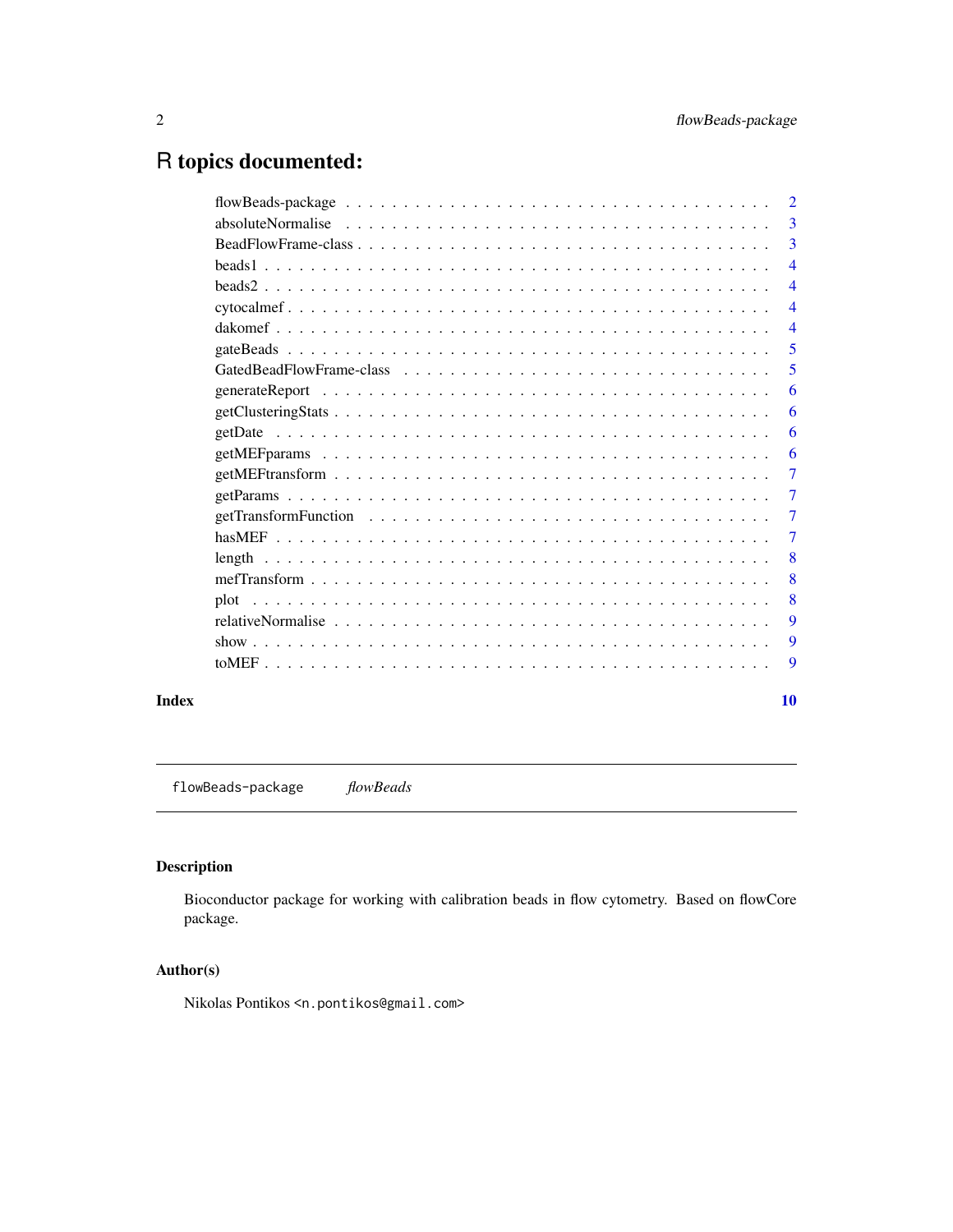# R topics documented:

| | |
|---|---|
| flowBeads-package | 2 |
| absoluteNormalise | 3 |
| BeadFlowFrame-class | 3 |
| beads1 | 4 |
| beads2 | 4 |
| cytocalmef | 4 |
| dakomef | 4 |
| gateBeads | 5 |
| GatedBeadFlowFrame-class | 5 |
| generateReport | 6 |
| getClusteringStats | 6 |
| getDate | 6 |
| getMEFparams | 6 |
| getMEFtransform | 7 |
| getParams | 7 |
| getTransformFunction | 7 |
| hasMEF | 7 |
| length | 8 |
| mefTransform | 8 |
| plot | 8 |
| relativeNormalise | 9 |
| show | 9 |
| toMEF | 9 |

**Index** **10**

---

`flowBeads-package` *flowBeads*

---

## Description

Bioconductor package for working with calibration beads in flow cytometry. Based on flowCore package.

## Author(s)

Nikolas Pontikos <n.pontikos@gmail.com>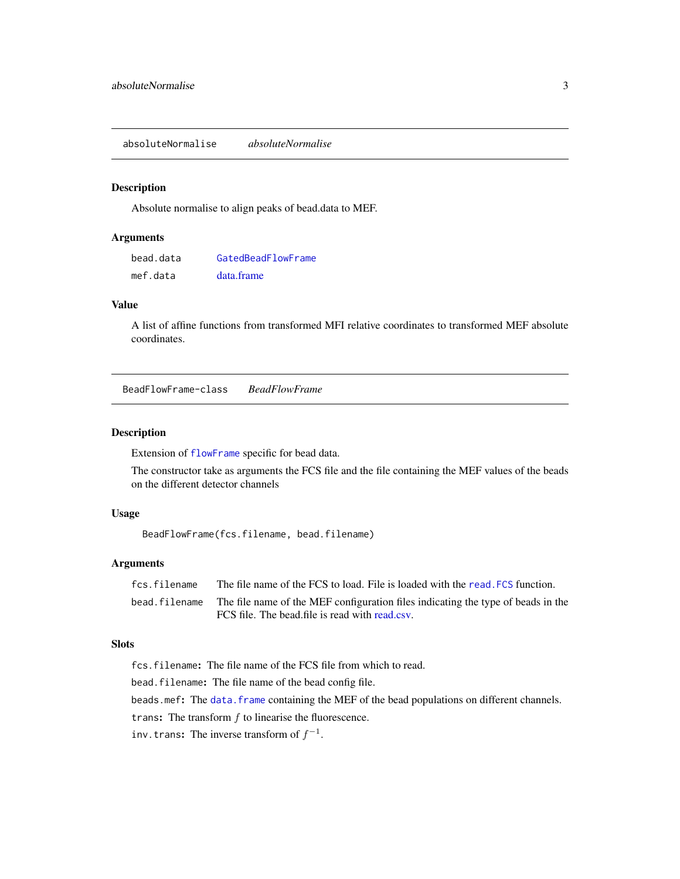## absoluteNormalise — *absoluteNormalise*

### Description

Absolute normalise to align peaks of bead.data to MEF.

### Arguments

| | |
|---|---|
| `bead.data` | `GatedBeadFlowFrame` |
| `mef.data` | data.frame |

### Value

A list of affine functions from transformed MFI relative coordinates to transformed MEF absolute coordinates.

## BeadFlowFrame-class — *BeadFlowFrame*

### Description

Extension of `flowFrame` specific for bead data.

The constructor take as arguments the FCS file and the file containing the MEF values of the beads on the different detector channels

### Usage

```
BeadFlowFrame(fcs.filename, bead.filename)
```

### Arguments

| | |
|---|---|
| `fcs.filename` | The file name of the FCS to load. File is loaded with the `read.FCS` function. |
| `bead.filename` | The file name of the MEF configuration files indicating the type of beads in the FCS file. The bead.file is read with read.csv. |

### Slots

`fcs.filename`**:** The file name of the FCS file from which to read.

`bead.filename`**:** The file name of the bead config file.

`beads.mef`**:** The `data.frame` containing the MEF of the bead populations on different channels.

`trans`**:** The transform $f$ to linearise the fluorescence.

`inv.trans`**:** The inverse transform of $f^{-1}$.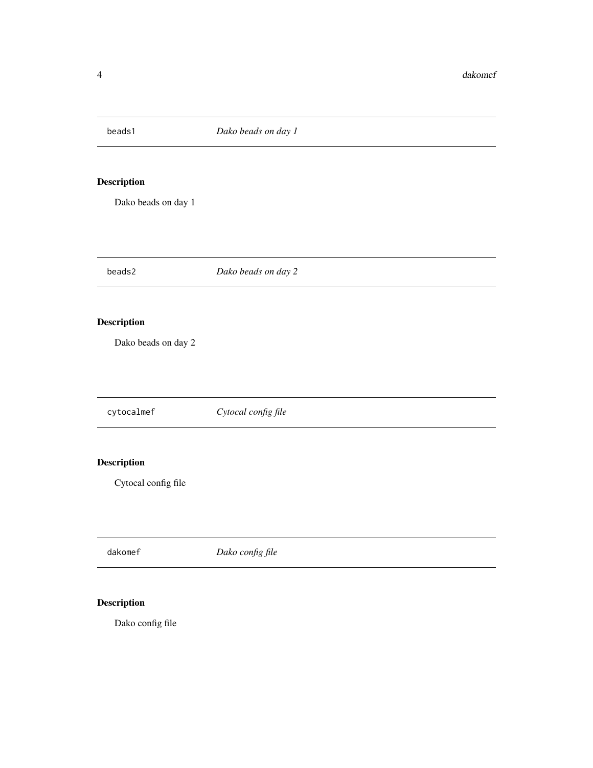## beads1 *Dako beads on day 1*

### Description

Dako beads on day 1

## beads2 *Dako beads on day 2*

### Description

Dako beads on day 2

## cytocalmef *Cytocal config file*

### Description

Cytocal config file

## dakomef *Dako config file*

### Description

Dako config file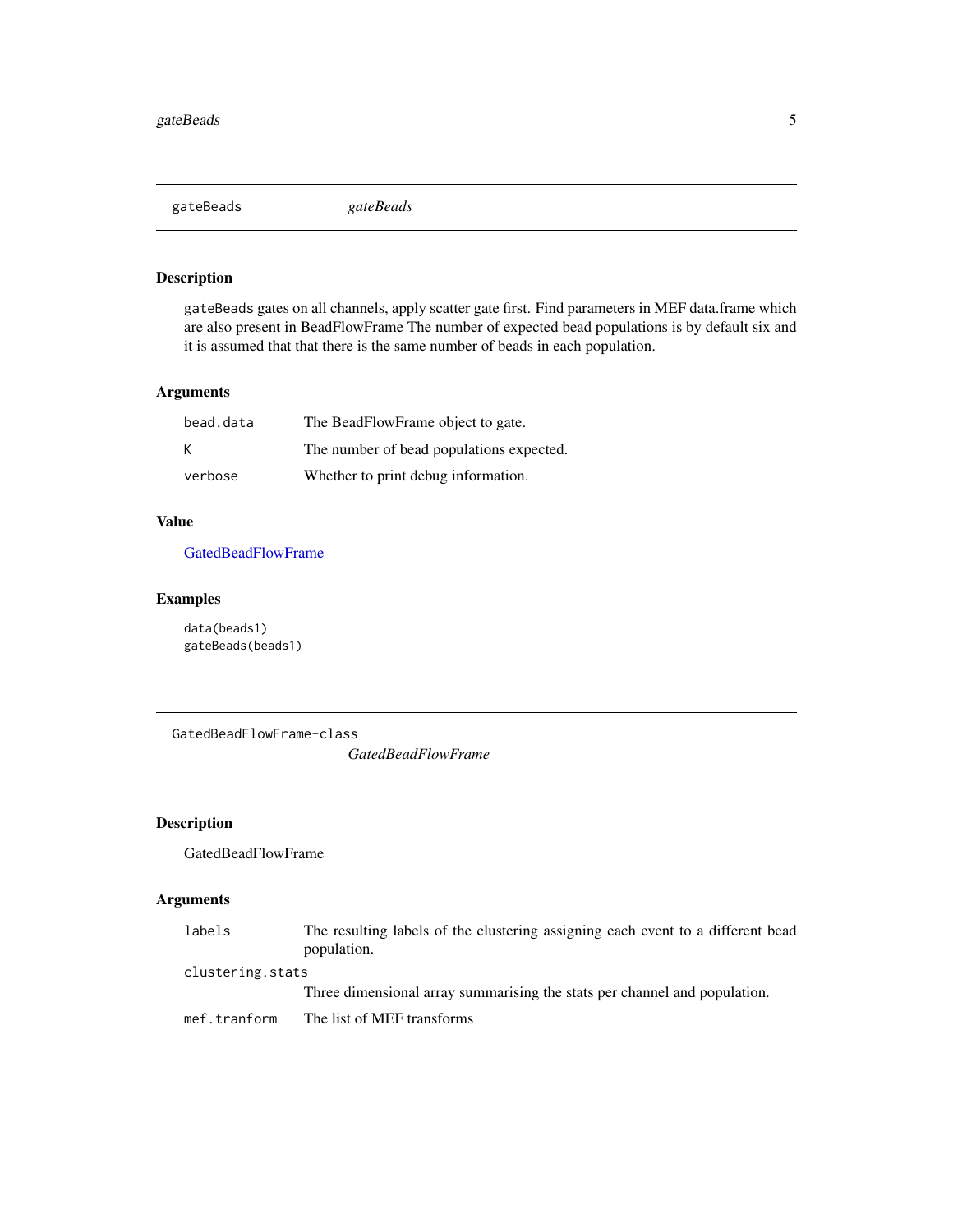## gateBeads — *gateBeads*

### Description

`gateBeads` gates on all channels, apply scatter gate first. Find parameters in MEF data.frame which are also present in BeadFlowFrame The number of expected bead populations is by default six and it is assumed that that there is the same number of beads in each population.

### Arguments

| | |
|---|---|
| `bead.data` | The BeadFlowFrame object to gate. |
| `K` | The number of bead populations expected. |
| `verbose` | Whether to print debug information. |

### Value

GatedBeadFlowFrame

### Examples

```
data(beads1)
gateBeads(beads1)
```

## GatedBeadFlowFrame-class — *GatedBeadFlowFrame*

### Description

GatedBeadFlowFrame

### Arguments

| | |
|---|---|
| `labels` | The resulting labels of the clustering assigning each event to a different bead population. |
| `clustering.stats` | Three dimensional array summarising the stats per channel and population. |
| `mef.tranform` | The list of MEF transforms |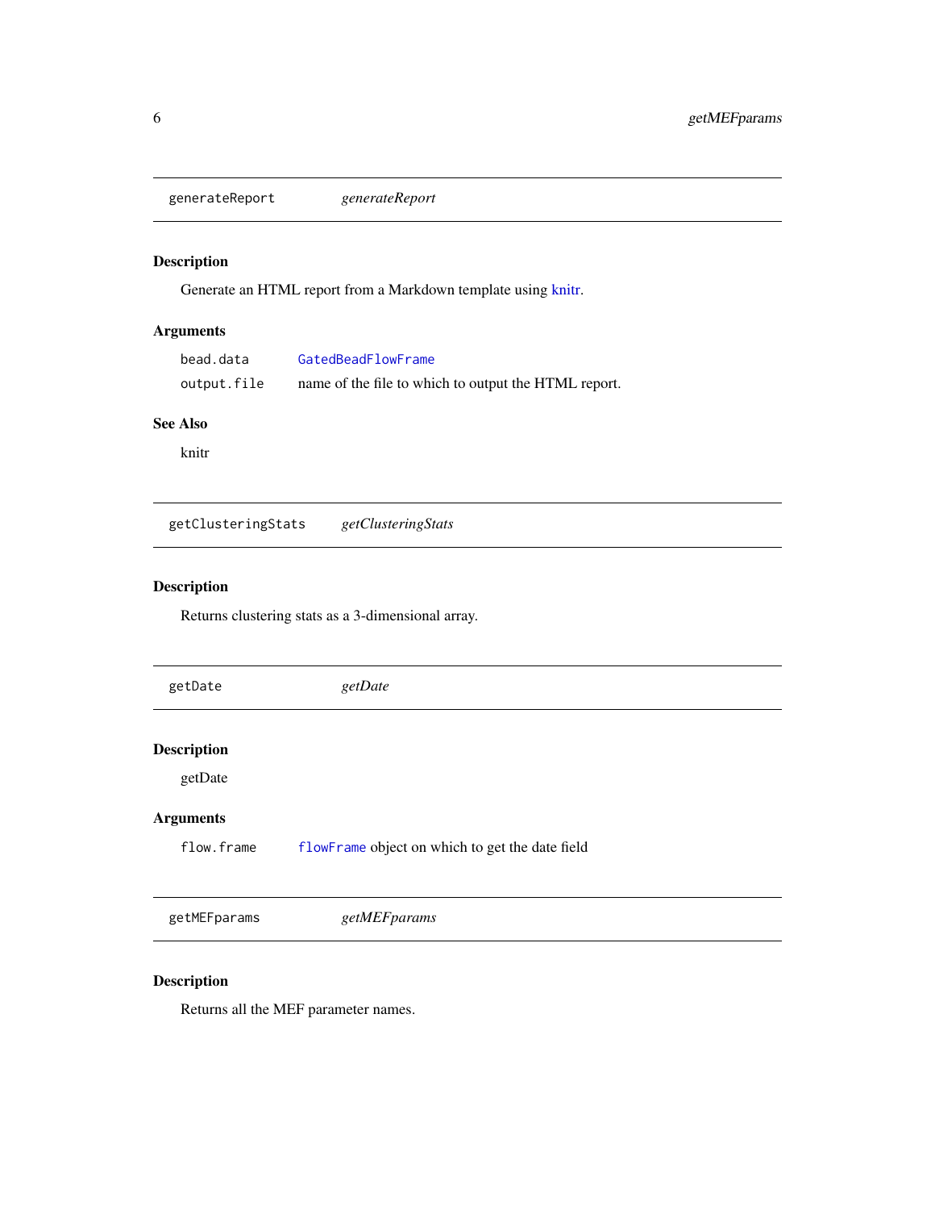## generateReport *generateReport*

### Description

Generate an HTML report from a Markdown template using knitr.

### Arguments

| | |
|---|---|
| `bead.data` | `GatedBeadFlowFrame` |
| `output.file` | name of the file to which to output the HTML report. |

### See Also

knitr

## getClusteringStats *getClusteringStats*

### Description

Returns clustering stats as a 3-dimensional array.

## getDate *getDate*

### Description

getDate

### Arguments

| | |
|---|---|
| `flow.frame` | `flowFrame` object on which to get the date field |

## getMEFparams *getMEFparams*

### Description

Returns all the MEF parameter names.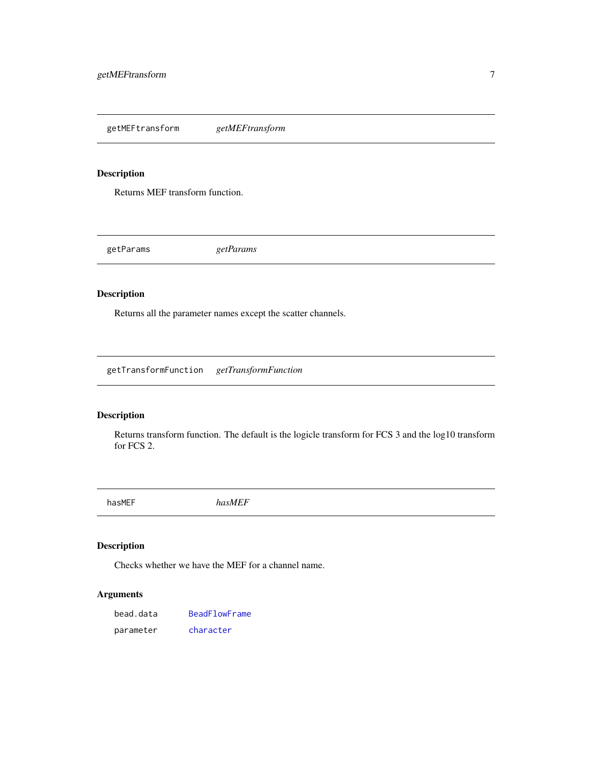## getMEFtransform *getMEFtransform*

### Description

Returns MEF transform function.

## getParams *getParams*

### Description

Returns all the parameter names except the scatter channels.

## getTransformFunction *getTransformFunction*

### Description

Returns transform function. The default is the logicle transform for FCS 3 and the log10 transform for FCS 2.

## hasMEF *hasMEF*

### Description

Checks whether we have the MEF for a channel name.

### Arguments

| | |
|---|---|
| bead.data | BeadFlowFrame |
| parameter | character |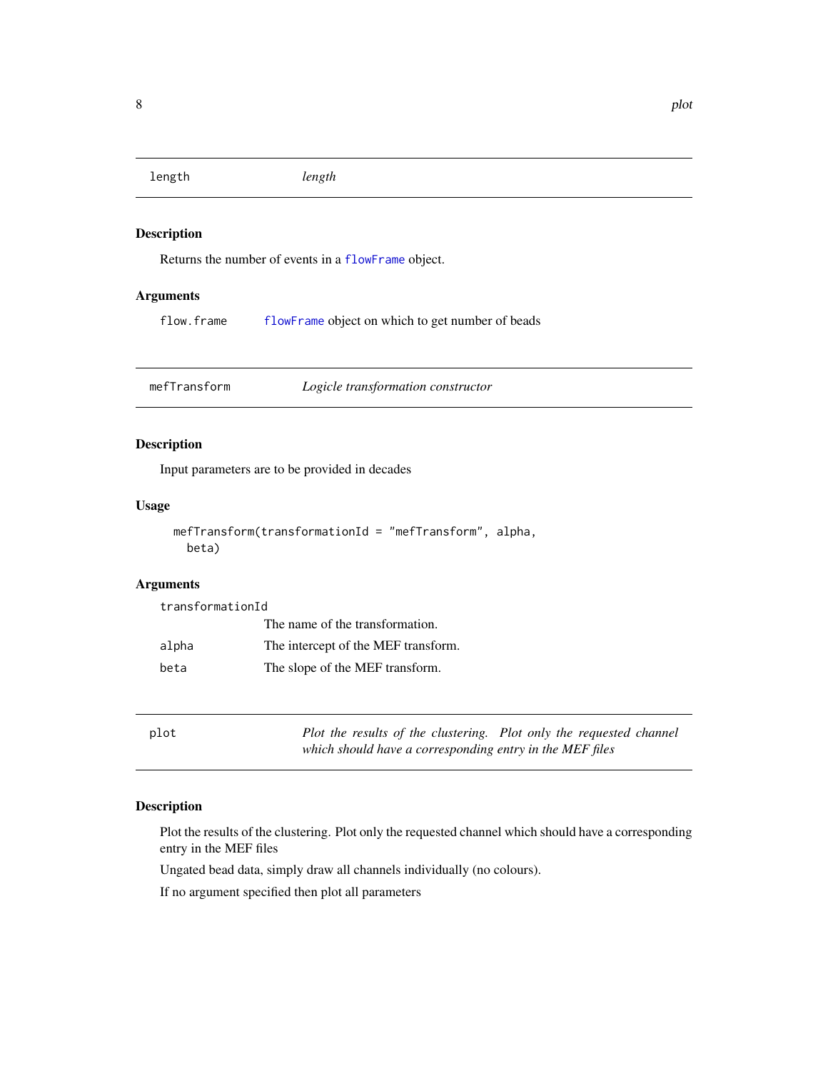## length — *length*

### Description

Returns the number of events in a `flowFrame` object.

### Arguments

| | |
|---|---|
| `flow.frame` | `flowFrame` object on which to get number of beads |

## mefTransform — *Logicle transformation constructor*

### Description

Input parameters are to be provided in decades

### Usage

```
mefTransform(transformationId = "mefTransform", alpha,
  beta)
```

### Arguments

| | |
|---|---|
| `transformationId` | The name of the transformation. |
| `alpha` | The intercept of the MEF transform. |
| `beta` | The slope of the MEF transform. |

## plot — *Plot the results of the clustering. Plot only the requested channel which should have a corresponding entry in the MEF files*

### Description

Plot the results of the clustering. Plot only the requested channel which should have a corresponding entry in the MEF files

Ungated bead data, simply draw all channels individually (no colours).

If no argument specified then plot all parameters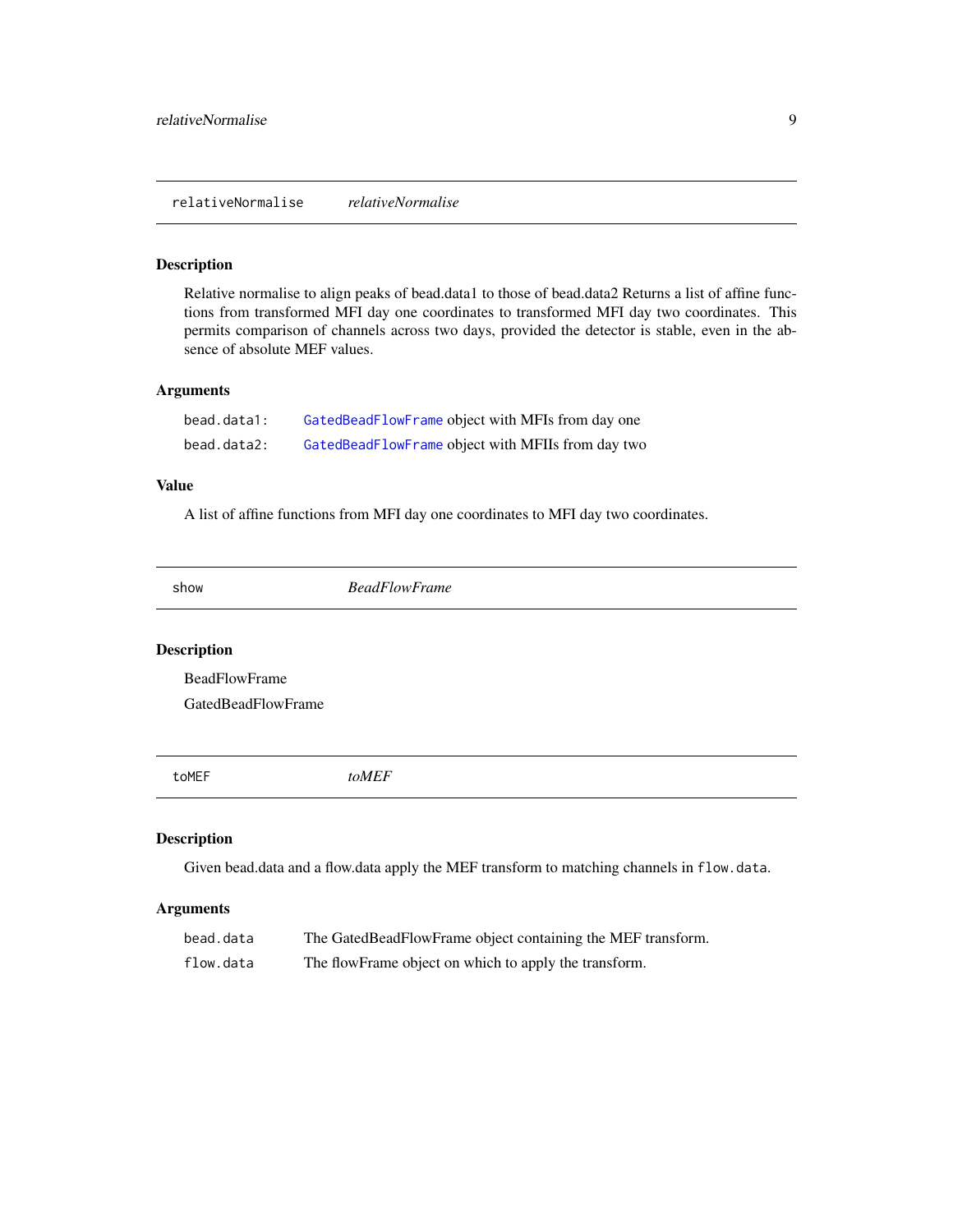## relativeNormalise *relativeNormalise*

### Description

Relative normalise to align peaks of bead.data1 to those of bead.data2 Returns a list of affine functions from transformed MFI day one coordinates to transformed MFI day two coordinates. This permits comparison of channels across two days, provided the detector is stable, even in the absence of absolute MEF values.

### Arguments

| | |
|---|---|
| `bead.data1:` | `GatedBeadFlowFrame` object with MFIs from day one |
| `bead.data2:` | `GatedBeadFlowFrame` object with MFIIs from day two |

### Value

A list of affine functions from MFI day one coordinates to MFI day two coordinates.

## show *BeadFlowFrame*

### Description

BeadFlowFrame

GatedBeadFlowFrame

## toMEF *toMEF*

### Description

Given bead.data and a flow.data apply the MEF transform to matching channels in `flow.data`.

### Arguments

| | |
|---|---|
| `bead.data` | The GatedBeadFlowFrame object containing the MEF transform. |
| `flow.data` | The flowFrame object on which to apply the transform. |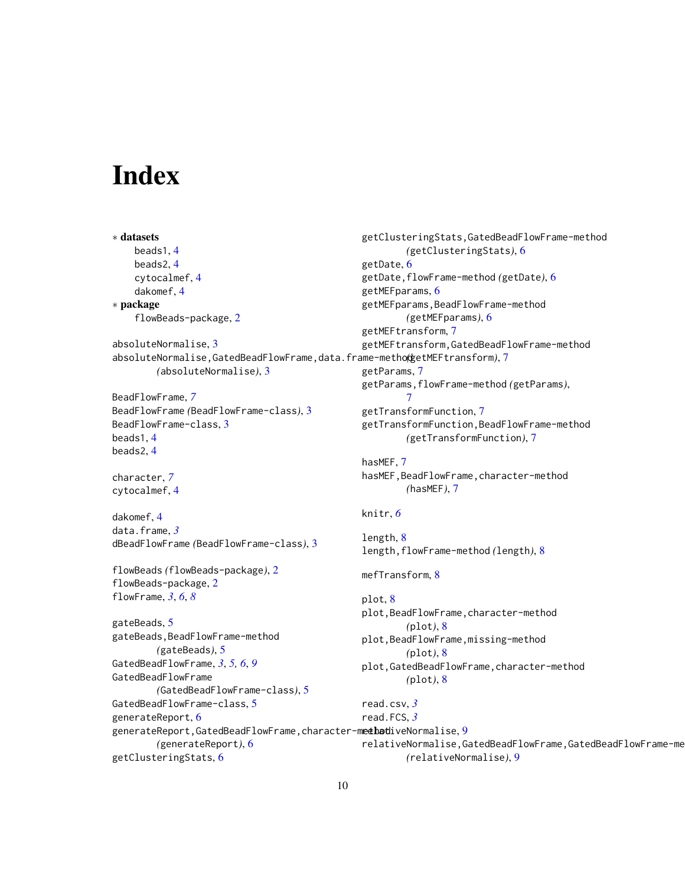# Index

∗ **datasets**
- beads1, 4
- beads2, 4
- cytocalmef, 4
- dakomef, 4

∗ **package**
- flowBeads-package, 2

absoluteNormalise, 3
absoluteNormalise,GatedBeadFlowFrame,data.frame-method (absoluteNormalise), 3

BeadFlowFrame, *7*
BeadFlowFrame (BeadFlowFrame-class), 3
BeadFlowFrame-class, 3
beads1, 4
beads2, 4

character, *7*
cytocalmef, 4

dakomef, 4
data.frame, *3*
dBeadFlowFrame (BeadFlowFrame-class), 3

flowBeads (flowBeads-package), 2
flowBeads-package, 2
flowFrame, *3*, *6*, *8*

gateBeads, 5
gateBeads,BeadFlowFrame-method (gateBeads), 5
GatedBeadFlowFrame, *3*, *5*, *6*, *9*
GatedBeadFlowFrame (GatedBeadFlowFrame-class), 5
GatedBeadFlowFrame-class, 5
generateReport, 6
generateReport,GatedBeadFlowFrame,character-method (generateReport), 6
getClusteringStats, 6
getClusteringStats,GatedBeadFlowFrame-method (getClusteringStats), 6
getDate, 6
getDate,flowFrame-method (getDate), 6
getMEFparams, 6
getMEFparams,BeadFlowFrame-method (getMEFparams), 6
getMEFtransform, 7
getMEFtransform,GatedBeadFlowFrame-method (getMEFtransform), 7
getParams, 7
getParams,flowFrame-method (getParams), 7
getTransformFunction, 7
getTransformFunction,BeadFlowFrame-method (getTransformFunction), 7

hasMEF, 7
hasMEF,BeadFlowFrame,character-method (hasMEF), 7

knitr, *6*

length, 8
length,flowFrame-method (length), 8

mefTransform, 8

plot, 8
plot,BeadFlowFrame,character-method (plot), 8
plot,BeadFlowFrame,missing-method (plot), 8
plot,GatedBeadFlowFrame,character-method (plot), 8

read.csv, *3*
read.FCS, *3*
relativeNormalise, 9
relativeNormalise,GatedBeadFlowFrame,GatedBeadFlowFrame-method (relativeNormalise), 9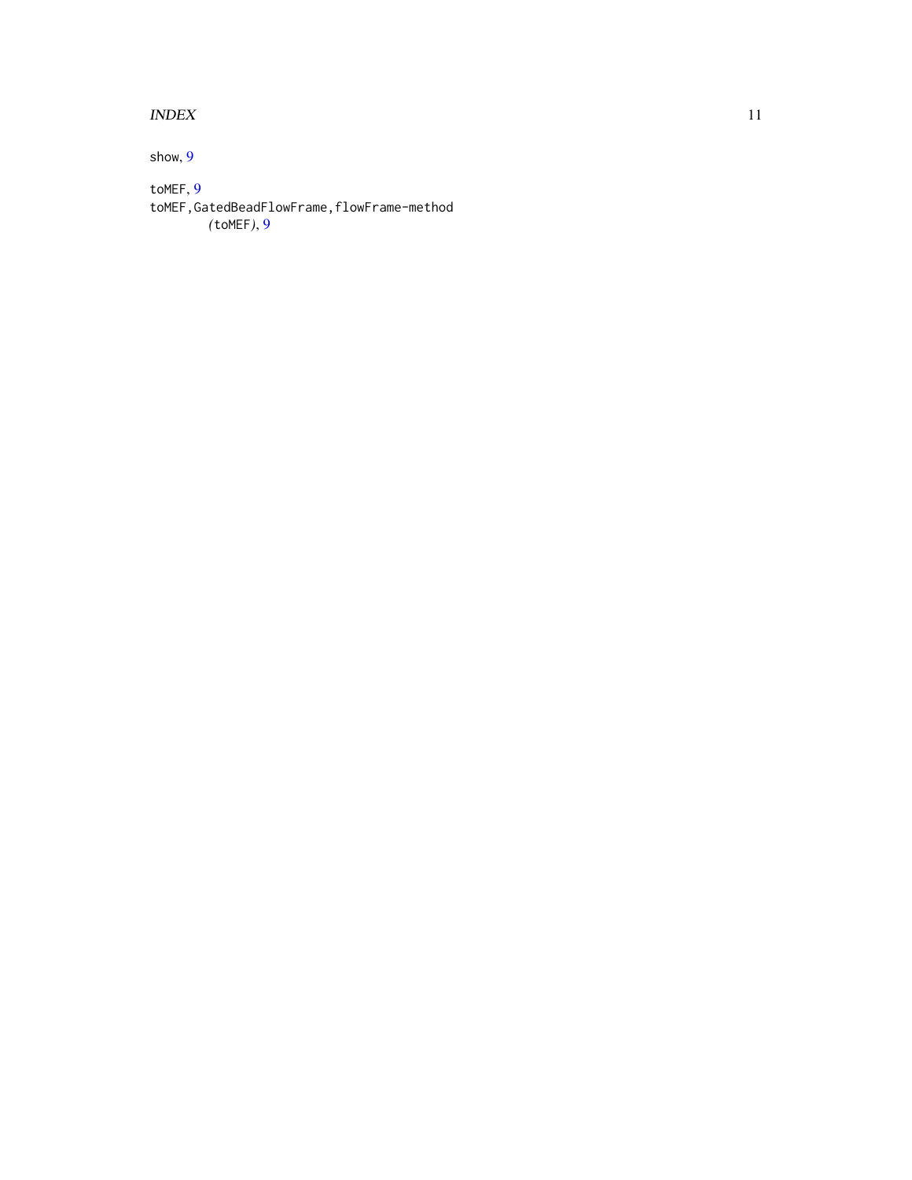show, 9

toMEF, 9
toMEF,GatedBeadFlowFrame,flowFrame-method
(toMEF), 9